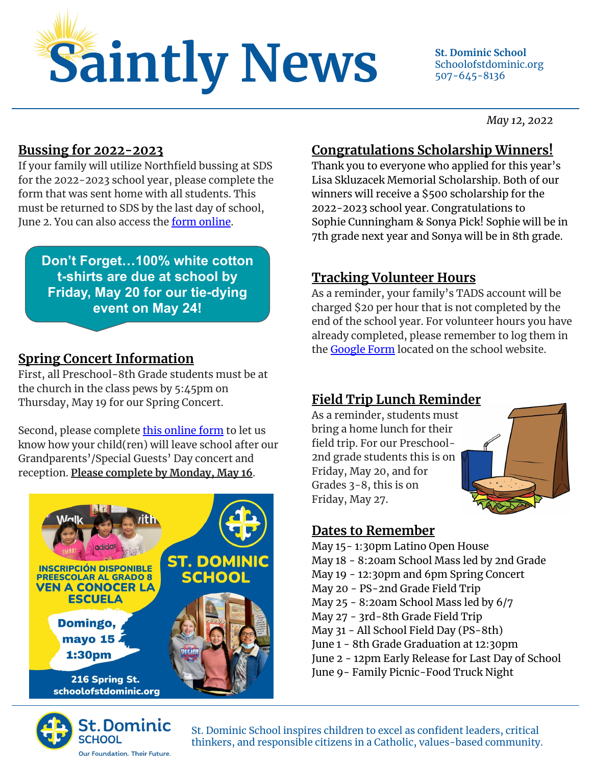# Saintly News

**St. Dominic School**
Schoolofstdominic.org
507-645-8136

*May 12, 2022*

## Bussing for 2022-2023

If your family will utilize Northfield bussing at SDS for the 2022-2023 school year, please complete the form that was sent home with all students. This must be returned to SDS by the last day of school, June 2. You can also access the form online.

**Don't Forget…100% white cotton t-shirts are due at school by Friday, May 20 for our tie-dying event on May 24!**

## Spring Concert Information

First, all Preschool-8th Grade students must be at the church in the class pews by 5:45pm on Thursday, May 19 for our Spring Concert.

Second, please complete this online form to let us know how your child(ren) will leave school after our Grandparents'/Special Guests' Day concert and reception. **Please complete by Monday, May 16**.

INSCRIPCIÓN DISPONIBLE PREESCOLAR AL GRADO 8
VEN A CONOCER LA ESCUELA
Domingo, mayo 15 1:30pm
ST. DOMINIC SCHOOL
216 Spring St.
schoolofstdominic.org

## Congratulations Scholarship Winners!

Thank you to everyone who applied for this year's Lisa Skluzacek Memorial Scholarship. Both of our winners will receive a $500 scholarship for the 2022-2023 school year. Congratulations to Sophie Cunningham & Sonya Pick! Sophie will be in 7th grade next year and Sonya will be in 8th grade.

## Tracking Volunteer Hours

As a reminder, your family's TADS account will be charged $20 per hour that is not completed by the end of the school year. For volunteer hours you have already completed, please remember to log them in the Google Form located on the school website.

## Field Trip Lunch Reminder

As a reminder, students must bring a home lunch for their field trip. For our Preschool-2nd grade students this is on Friday, May 20, and for Grades 3-8, this is on Friday, May 27.

## Dates to Remember

May 15- 1:30pm Latino Open House
May 18 - 8:20am School Mass led by 2nd Grade
May 19 - 12:30pm and 6pm Spring Concert
May 20 - PS-2nd Grade Field Trip
May 25 - 8:20am School Mass led by 6/7
May 27 - 3rd-8th Grade Field Trip
May 31 - All School Field Day (PS-8th)
June 1 - 8th Grade Graduation at 12:30pm
June 2 - 12pm Early Release for Last Day of School
June 9- Family Picnic-Food Truck Night

St. Dominic School — Our Foundation. Their Future.

St. Dominic School inspires children to excel as confident leaders, critical thinkers, and responsible citizens in a Catholic, values-based community.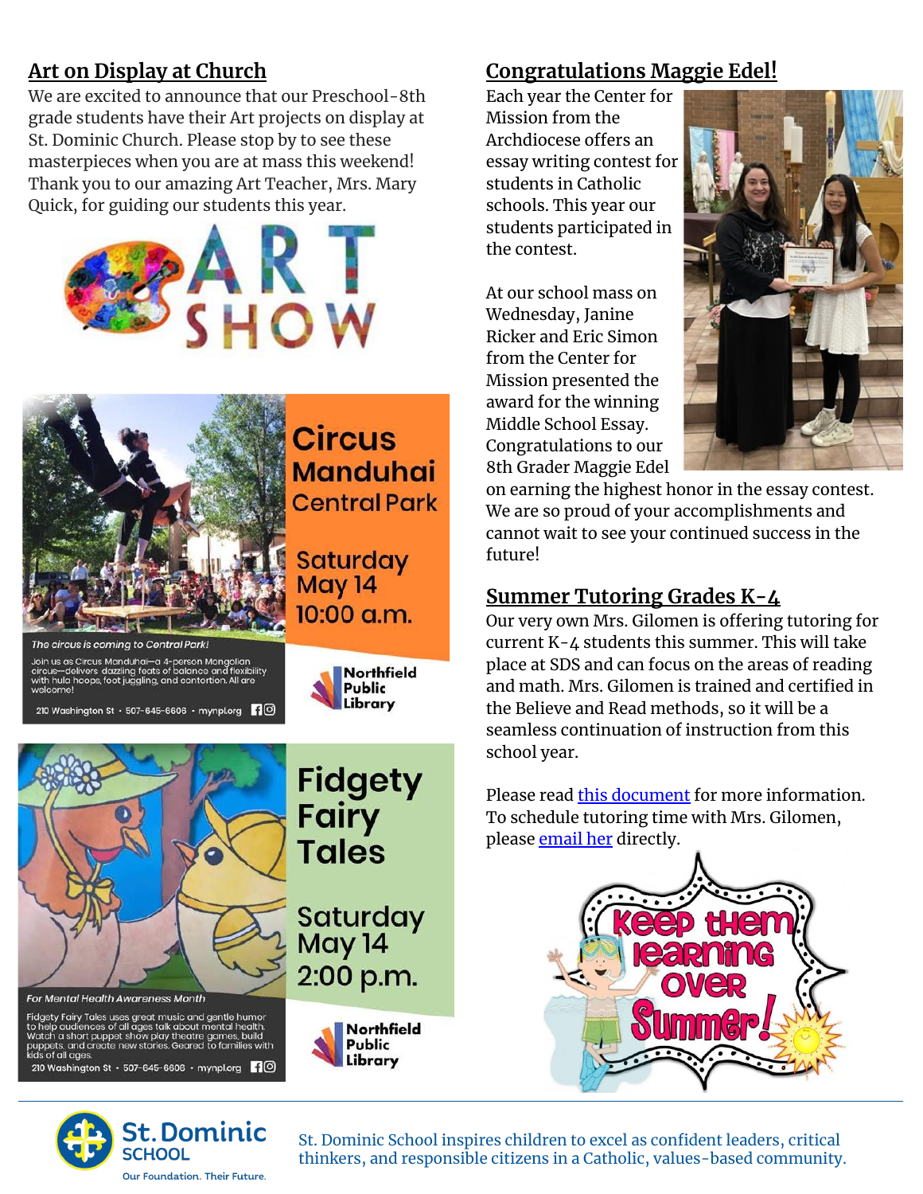## Art on Display at Church

We are excited to announce that our Preschool-8th grade students have their Art projects on display at St. Dominic Church. Please stop by to see these masterpieces when you are at mass this weekend! Thank you to our amazing Art Teacher, Mrs. Mary Quick, for guiding our students this year.

ART SHOW

**Circus Manduhai**
**Central Park**

**Saturday May 14**
**10:00 a.m.**

*The circus is coming to Central Park!*

Join us as Circus Manduhai—a 4-person Mongolian circus—delivers dazzling feats of balance and flexibility with hula hoops, foot juggling, and contortion. All are welcome!

210 Washington St • 507-645-6606 • mynpl.org

Northfield Public Library

**Fidgety Fairy Tales**

**Saturday May 14**
**2:00 p.m.**

*For Mental Health Awareness Month*

Fidgety Fairy Tales uses great music and gentle humor to help audiences of all ages talk about mental health. Watch a short puppet show, play theatre games, build puppets, and create new stories. Geared to families with kids of all ages.

210 Washington St • 507-645-6606 • mynpl.org

Northfield Public Library

## Congratulations Maggie Edel!

Each year the Center for Mission from the Archdiocese offers an essay writing contest for students in Catholic schools. This year our students participated in the contest.

At our school mass on Wednesday, Janine Ricker and Eric Simon from the Center for Mission presented the award for the winning Middle School Essay. Congratulations to our 8th Grader Maggie Edel on earning the highest honor in the essay contest. We are so proud of your accomplishments and cannot wait to see your continued success in the future!

## Summer Tutoring Grades K-4

Our very own Mrs. Gilomen is offering tutoring for current K-4 students this summer. This will take place at SDS and can focus on the areas of reading and math. Mrs. Gilomen is trained and certified in the Believe and Read methods, so it will be a seamless continuation of instruction from this school year.

Please read this document for more information. To schedule tutoring time with Mrs. Gilomen, please email her directly.

Keep them learning over Summer!

St. Dominic SCHOOL
Our Foundation. Their Future.

St. Dominic School inspires children to excel as confident leaders, critical thinkers, and responsible citizens in a Catholic, values-based community.